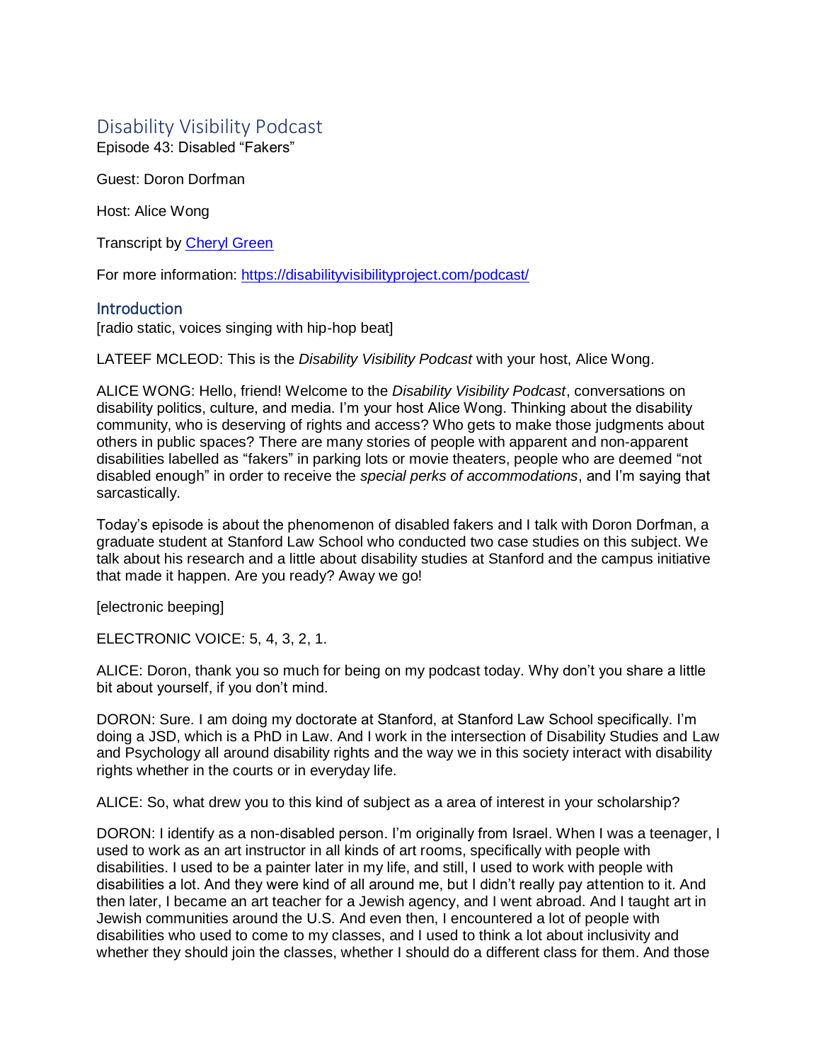# Disability Visibility Podcast

Episode 43: Disabled "Fakers"

Guest: Doron Dorfman

Host: Alice Wong

Transcript by [Cheryl Green](Cheryl Green)

For more information: [https://disabilityvisibilityproject.com/podcast/](https://disabilityvisibilityproject.com/podcast/)

## Introduction

[radio static, voices singing with hip-hop beat]

LATEEF MCLEOD: This is the *Disability Visibility Podcast* with your host, Alice Wong.

ALICE WONG: Hello, friend! Welcome to the *Disability Visibility Podcast*, conversations on disability politics, culture, and media. I'm your host Alice Wong. Thinking about the disability community, who is deserving of rights and access? Who gets to make those judgments about others in public spaces? There are many stories of people with apparent and non-apparent disabilities labelled as "fakers" in parking lots or movie theaters, people who are deemed "not disabled enough" in order to receive the *special perks of accommodations*, and I'm saying that sarcastically.

Today's episode is about the phenomenon of disabled fakers and I talk with Doron Dorfman, a graduate student at Stanford Law School who conducted two case studies on this subject. We talk about his research and a little about disability studies at Stanford and the campus initiative that made it happen. Are you ready? Away we go!

[electronic beeping]

ELECTRONIC VOICE: 5, 4, 3, 2, 1.

ALICE: Doron, thank you so much for being on my podcast today. Why don't you share a little bit about yourself, if you don't mind.

DORON: Sure. I am doing my doctorate at Stanford, at Stanford Law School specifically. I'm doing a JSD, which is a PhD in Law. And I work in the intersection of Disability Studies and Law and Psychology all around disability rights and the way we in this society interact with disability rights whether in the courts or in everyday life.

ALICE: So, what drew you to this kind of subject as a area of interest in your scholarship?

DORON: I identify as a non-disabled person. I'm originally from Israel. When I was a teenager, I used to work as an art instructor in all kinds of art rooms, specifically with people with disabilities. I used to be a painter later in my life, and still, I used to work with people with disabilities a lot. And they were kind of all around me, but I didn't really pay attention to it. And then later, I became an art teacher for a Jewish agency, and I went abroad. And I taught art in Jewish communities around the U.S. And even then, I encountered a lot of people with disabilities who used to come to my classes, and I used to think a lot about inclusivity and whether they should join the classes, whether I should do a different class for them. And those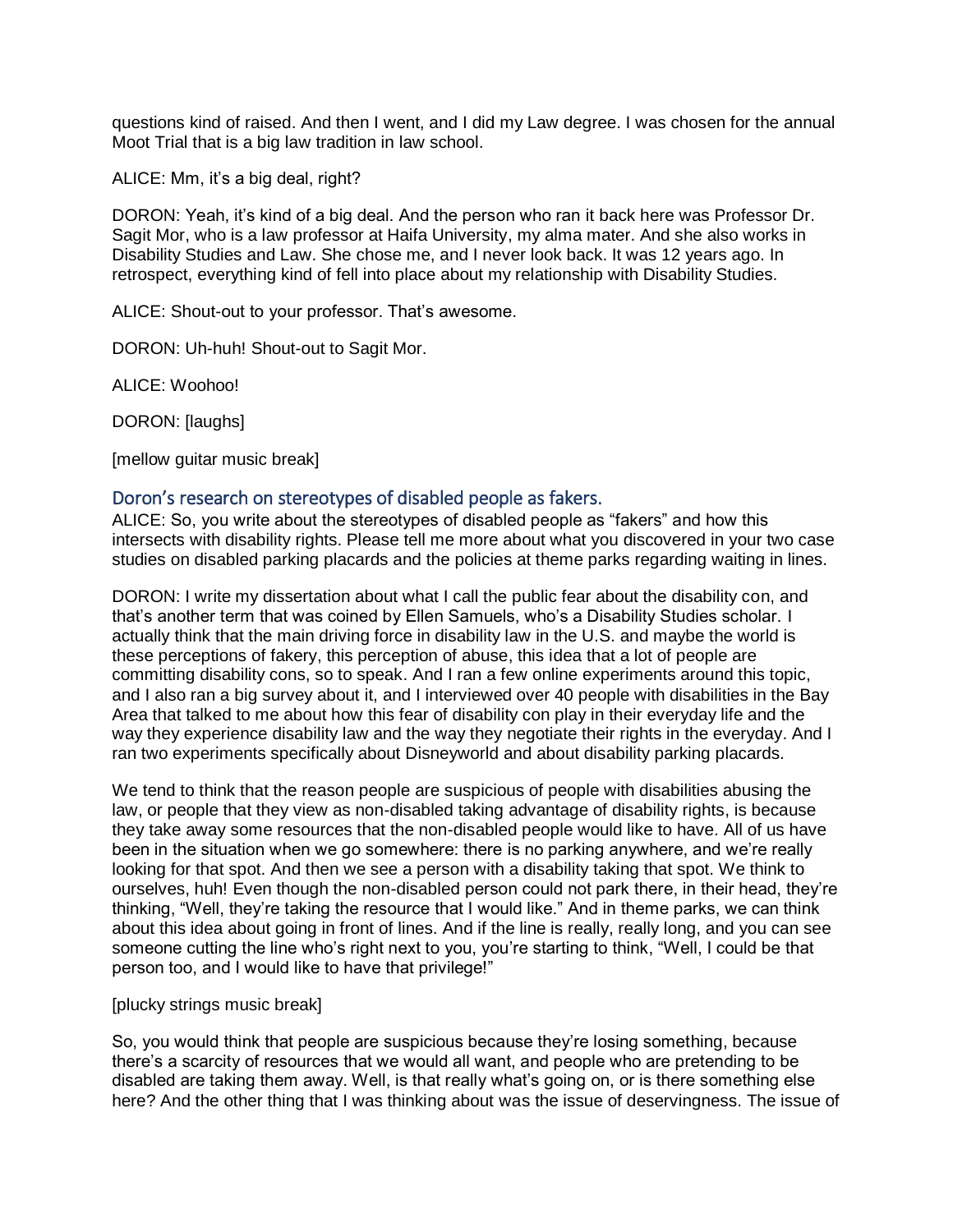questions kind of raised. And then I went, and I did my Law degree. I was chosen for the annual Moot Trial that is a big law tradition in law school.

ALICE: Mm, it's a big deal, right?

DORON: Yeah, it's kind of a big deal. And the person who ran it back here was Professor Dr. Sagit Mor, who is a law professor at Haifa University, my alma mater. And she also works in Disability Studies and Law. She chose me, and I never look back. It was 12 years ago. In retrospect, everything kind of fell into place about my relationship with Disability Studies.

ALICE: Shout-out to your professor. That's awesome.

DORON: Uh-huh! Shout-out to Sagit Mor.

ALICE: Woohoo!

DORON: [laughs]

[mellow guitar music break]

## Doron's research on stereotypes of disabled people as fakers.

ALICE: So, you write about the stereotypes of disabled people as "fakers" and how this intersects with disability rights. Please tell me more about what you discovered in your two case studies on disabled parking placards and the policies at theme parks regarding waiting in lines.

DORON: I write my dissertation about what I call the public fear about the disability con, and that's another term that was coined by Ellen Samuels, who's a Disability Studies scholar. I actually think that the main driving force in disability law in the U.S. and maybe the world is these perceptions of fakery, this perception of abuse, this idea that a lot of people are committing disability cons, so to speak. And I ran a few online experiments around this topic, and I also ran a big survey about it, and I interviewed over 40 people with disabilities in the Bay Area that talked to me about how this fear of disability con play in their everyday life and the way they experience disability law and the way they negotiate their rights in the everyday. And I ran two experiments specifically about Disneyworld and about disability parking placards.

We tend to think that the reason people are suspicious of people with disabilities abusing the law, or people that they view as non-disabled taking advantage of disability rights, is because they take away some resources that the non-disabled people would like to have. All of us have been in the situation when we go somewhere: there is no parking anywhere, and we're really looking for that spot. And then we see a person with a disability taking that spot. We think to ourselves, huh! Even though the non-disabled person could not park there, in their head, they're thinking, "Well, they're taking the resource that I would like." And in theme parks, we can think about this idea about going in front of lines. And if the line is really, really long, and you can see someone cutting the line who's right next to you, you're starting to think, "Well, I could be that person too, and I would like to have that privilege!"

[plucky strings music break]

So, you would think that people are suspicious because they're losing something, because there's a scarcity of resources that we would all want, and people who are pretending to be disabled are taking them away. Well, is that really what's going on, or is there something else here? And the other thing that I was thinking about was the issue of deservingness. The issue of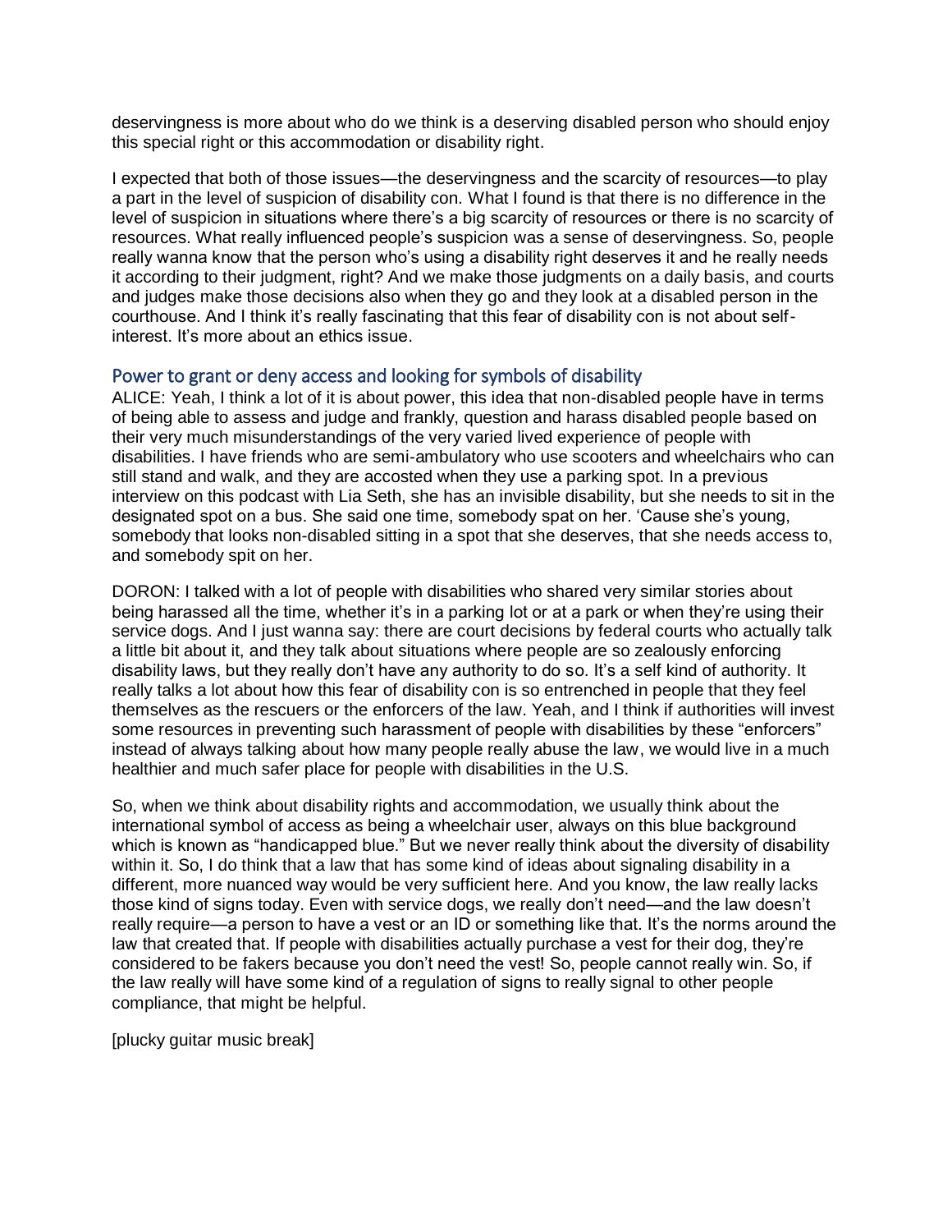deservingness is more about who do we think is a deserving disabled person who should enjoy this special right or this accommodation or disability right.

I expected that both of those issues—the deservingness and the scarcity of resources—to play a part in the level of suspicion of disability con. What I found is that there is no difference in the level of suspicion in situations where there's a big scarcity of resources or there is no scarcity of resources. What really influenced people's suspicion was a sense of deservingness. So, people really wanna know that the person who's using a disability right deserves it and he really needs it according to their judgment, right? And we make those judgments on a daily basis, and courts and judges make those decisions also when they go and they look at a disabled person in the courthouse. And I think it's really fascinating that this fear of disability con is not about self-interest. It's more about an ethics issue.

## Power to grant or deny access and looking for symbols of disability

ALICE: Yeah, I think a lot of it is about power, this idea that non-disabled people have in terms of being able to assess and judge and frankly, question and harass disabled people based on their very much misunderstandings of the very varied lived experience of people with disabilities. I have friends who are semi-ambulatory who use scooters and wheelchairs who can still stand and walk, and they are accosted when they use a parking spot. In a previous interview on this podcast with Lia Seth, she has an invisible disability, but she needs to sit in the designated spot on a bus. She said one time, somebody spat on her. 'Cause she's young, somebody that looks non-disabled sitting in a spot that she deserves, that she needs access to, and somebody spit on her.

DORON: I talked with a lot of people with disabilities who shared very similar stories about being harassed all the time, whether it's in a parking lot or at a park or when they're using their service dogs. And I just wanna say: there are court decisions by federal courts who actually talk a little bit about it, and they talk about situations where people are so zealously enforcing disability laws, but they really don't have any authority to do so. It's a self kind of authority. It really talks a lot about how this fear of disability con is so entrenched in people that they feel themselves as the rescuers or the enforcers of the law. Yeah, and I think if authorities will invest some resources in preventing such harassment of people with disabilities by these "enforcers" instead of always talking about how many people really abuse the law, we would live in a much healthier and much safer place for people with disabilities in the U.S.

So, when we think about disability rights and accommodation, we usually think about the international symbol of access as being a wheelchair user, always on this blue background which is known as "handicapped blue." But we never really think about the diversity of disability within it. So, I do think that a law that has some kind of ideas about signaling disability in a different, more nuanced way would be very sufficient here. And you know, the law really lacks those kind of signs today. Even with service dogs, we really don't need—and the law doesn't really require—a person to have a vest or an ID or something like that. It's the norms around the law that created that. If people with disabilities actually purchase a vest for their dog, they're considered to be fakers because you don't need the vest! So, people cannot really win. So, if the law really will have some kind of a regulation of signs to really signal to other people compliance, that might be helpful.

[plucky guitar music break]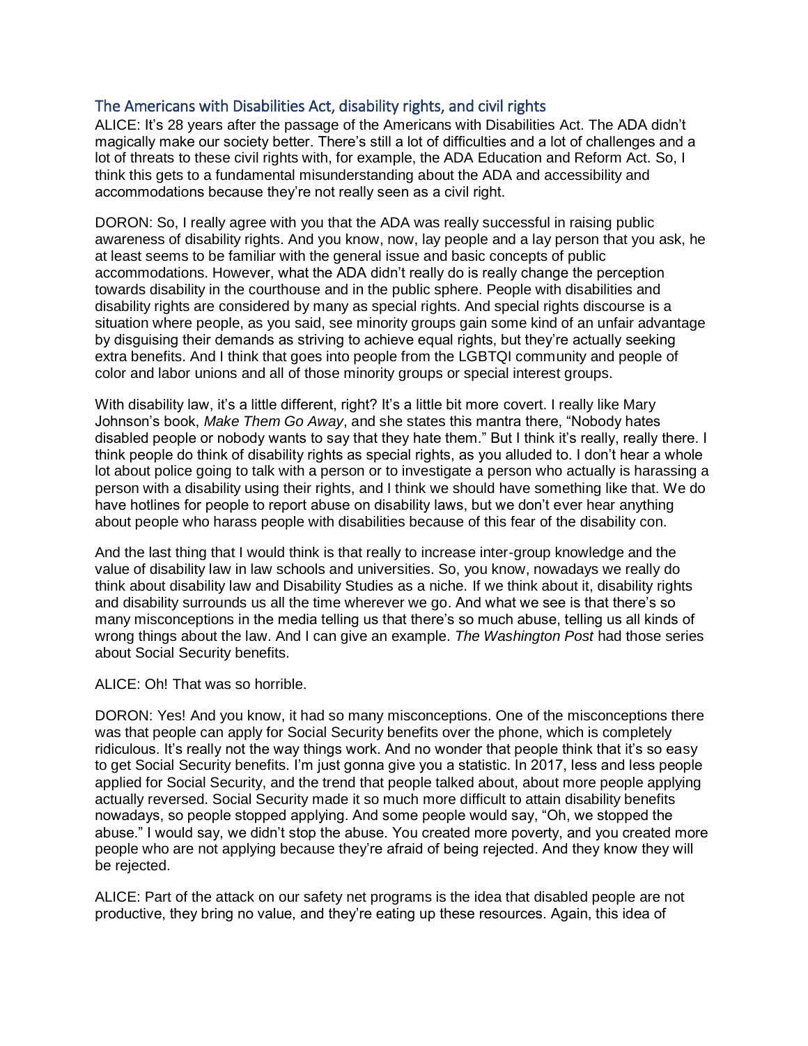## The Americans with Disabilities Act, disability rights, and civil rights

ALICE: It's 28 years after the passage of the Americans with Disabilities Act. The ADA didn't magically make our society better. There's still a lot of difficulties and a lot of challenges and a lot of threats to these civil rights with, for example, the ADA Education and Reform Act. So, I think this gets to a fundamental misunderstanding about the ADA and accessibility and accommodations because they're not really seen as a civil right.

DORON: So, I really agree with you that the ADA was really successful in raising public awareness of disability rights. And you know, now, lay people and a lay person that you ask, he at least seems to be familiar with the general issue and basic concepts of public accommodations. However, what the ADA didn't really do is really change the perception towards disability in the courthouse and in the public sphere. People with disabilities and disability rights are considered by many as special rights. And special rights discourse is a situation where people, as you said, see minority groups gain some kind of an unfair advantage by disguising their demands as striving to achieve equal rights, but they're actually seeking extra benefits. And I think that goes into people from the LGBTQI community and people of color and labor unions and all of those minority groups or special interest groups.

With disability law, it's a little different, right? It's a little bit more covert. I really like Mary Johnson's book, *Make Them Go Away*, and she states this mantra there, "Nobody hates disabled people or nobody wants to say that they hate them." But I think it's really, really there. I think people do think of disability rights as special rights, as you alluded to. I don't hear a whole lot about police going to talk with a person or to investigate a person who actually is harassing a person with a disability using their rights, and I think we should have something like that. We do have hotlines for people to report abuse on disability laws, but we don't ever hear anything about people who harass people with disabilities because of this fear of the disability con.

And the last thing that I would think is that really to increase inter-group knowledge and the value of disability law in law schools and universities. So, you know, nowadays we really do think about disability law and Disability Studies as a niche. If we think about it, disability rights and disability surrounds us all the time wherever we go. And what we see is that there's so many misconceptions in the media telling us that there's so much abuse, telling us all kinds of wrong things about the law. And I can give an example. *The Washington Post* had those series about Social Security benefits.

ALICE: Oh! That was so horrible.

DORON: Yes! And you know, it had so many misconceptions. One of the misconceptions there was that people can apply for Social Security benefits over the phone, which is completely ridiculous. It's really not the way things work. And no wonder that people think that it's so easy to get Social Security benefits. I'm just gonna give you a statistic. In 2017, less and less people applied for Social Security, and the trend that people talked about, about more people applying actually reversed. Social Security made it so much more difficult to attain disability benefits nowadays, so people stopped applying. And some people would say, "Oh, we stopped the abuse." I would say, we didn't stop the abuse. You created more poverty, and you created more people who are not applying because they're afraid of being rejected. And they know they will be rejected.

ALICE: Part of the attack on our safety net programs is the idea that disabled people are not productive, they bring no value, and they're eating up these resources. Again, this idea of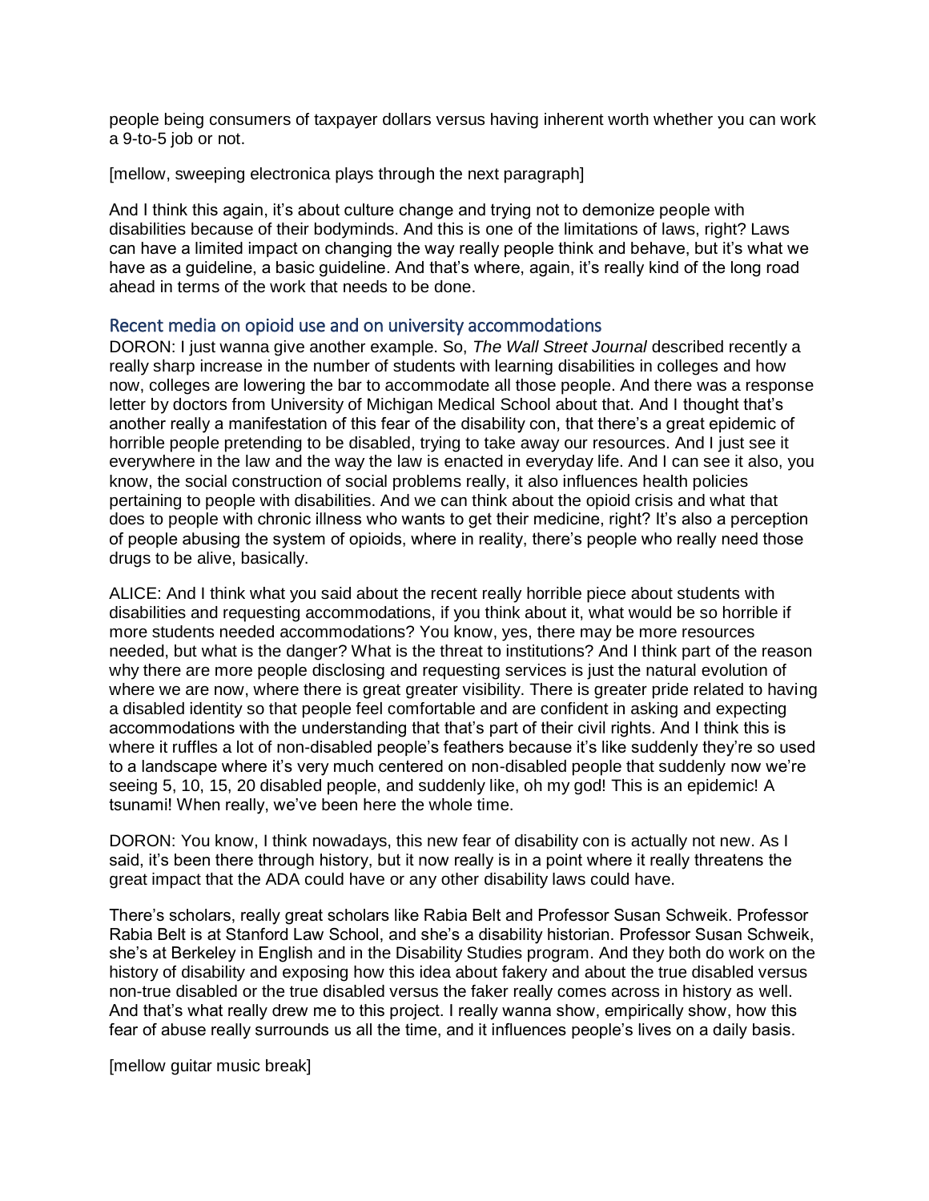people being consumers of taxpayer dollars versus having inherent worth whether you can work a 9-to-5 job or not.

[mellow, sweeping electronica plays through the next paragraph]

And I think this again, it's about culture change and trying not to demonize people with disabilities because of their bodyminds. And this is one of the limitations of laws, right? Laws can have a limited impact on changing the way really people think and behave, but it's what we have as a guideline, a basic guideline. And that's where, again, it's really kind of the long road ahead in terms of the work that needs to be done.

## Recent media on opioid use and on university accommodations

DORON: I just wanna give another example. So, *The Wall Street Journal* described recently a really sharp increase in the number of students with learning disabilities in colleges and how now, colleges are lowering the bar to accommodate all those people. And there was a response letter by doctors from University of Michigan Medical School about that. And I thought that's another really a manifestation of this fear of the disability con, that there's a great epidemic of horrible people pretending to be disabled, trying to take away our resources. And I just see it everywhere in the law and the way the law is enacted in everyday life. And I can see it also, you know, the social construction of social problems really, it also influences health policies pertaining to people with disabilities. And we can think about the opioid crisis and what that does to people with chronic illness who wants to get their medicine, right? It's also a perception of people abusing the system of opioids, where in reality, there's people who really need those drugs to be alive, basically.

ALICE: And I think what you said about the recent really horrible piece about students with disabilities and requesting accommodations, if you think about it, what would be so horrible if more students needed accommodations? You know, yes, there may be more resources needed, but what is the danger? What is the threat to institutions? And I think part of the reason why there are more people disclosing and requesting services is just the natural evolution of where we are now, where there is great greater visibility. There is greater pride related to having a disabled identity so that people feel comfortable and are confident in asking and expecting accommodations with the understanding that that's part of their civil rights. And I think this is where it ruffles a lot of non-disabled people's feathers because it's like suddenly they're so used to a landscape where it's very much centered on non-disabled people that suddenly now we're seeing 5, 10, 15, 20 disabled people, and suddenly like, oh my god! This is an epidemic! A tsunami! When really, we've been here the whole time.

DORON: You know, I think nowadays, this new fear of disability con is actually not new. As I said, it's been there through history, but it now really is in a point where it really threatens the great impact that the ADA could have or any other disability laws could have.

There's scholars, really great scholars like Rabia Belt and Professor Susan Schweik. Professor Rabia Belt is at Stanford Law School, and she's a disability historian. Professor Susan Schweik, she's at Berkeley in English and in the Disability Studies program. And they both do work on the history of disability and exposing how this idea about fakery and about the true disabled versus non-true disabled or the true disabled versus the faker really comes across in history as well. And that's what really drew me to this project. I really wanna show, empirically show, how this fear of abuse really surrounds us all the time, and it influences people's lives on a daily basis.

[mellow guitar music break]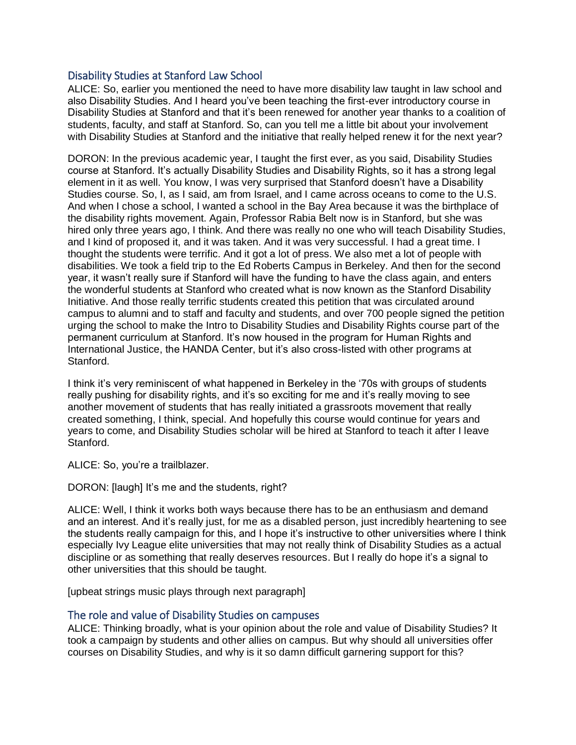## Disability Studies at Stanford Law School

ALICE: So, earlier you mentioned the need to have more disability law taught in law school and also Disability Studies. And I heard you've been teaching the first-ever introductory course in Disability Studies at Stanford and that it's been renewed for another year thanks to a coalition of students, faculty, and staff at Stanford. So, can you tell me a little bit about your involvement with Disability Studies at Stanford and the initiative that really helped renew it for the next year?

DORON: In the previous academic year, I taught the first ever, as you said, Disability Studies course at Stanford. It's actually Disability Studies and Disability Rights, so it has a strong legal element in it as well. You know, I was very surprised that Stanford doesn't have a Disability Studies course. So, I, as I said, am from Israel, and I came across oceans to come to the U.S. And when I chose a school, I wanted a school in the Bay Area because it was the birthplace of the disability rights movement. Again, Professor Rabia Belt now is in Stanford, but she was hired only three years ago, I think. And there was really no one who will teach Disability Studies, and I kind of proposed it, and it was taken. And it was very successful. I had a great time. I thought the students were terrific. And it got a lot of press. We also met a lot of people with disabilities. We took a field trip to the Ed Roberts Campus in Berkeley. And then for the second year, it wasn't really sure if Stanford will have the funding to have the class again, and enters the wonderful students at Stanford who created what is now known as the Stanford Disability Initiative. And those really terrific students created this petition that was circulated around campus to alumni and to staff and faculty and students, and over 700 people signed the petition urging the school to make the Intro to Disability Studies and Disability Rights course part of the permanent curriculum at Stanford. It's now housed in the program for Human Rights and International Justice, the HANDA Center, but it's also cross-listed with other programs at Stanford.

I think it's very reminiscent of what happened in Berkeley in the '70s with groups of students really pushing for disability rights, and it's so exciting for me and it's really moving to see another movement of students that has really initiated a grassroots movement that really created something, I think, special. And hopefully this course would continue for years and years to come, and Disability Studies scholar will be hired at Stanford to teach it after I leave Stanford.

ALICE: So, you're a trailblazer.

DORON: [laugh] It's me and the students, right?

ALICE: Well, I think it works both ways because there has to be an enthusiasm and demand and an interest. And it's really just, for me as a disabled person, just incredibly heartening to see the students really campaign for this, and I hope it's instructive to other universities where I think especially Ivy League elite universities that may not really think of Disability Studies as a actual discipline or as something that really deserves resources. But I really do hope it's a signal to other universities that this should be taught.

[upbeat strings music plays through next paragraph]

## The role and value of Disability Studies on campuses

ALICE: Thinking broadly, what is your opinion about the role and value of Disability Studies? It took a campaign by students and other allies on campus. But why should all universities offer courses on Disability Studies, and why is it so damn difficult garnering support for this?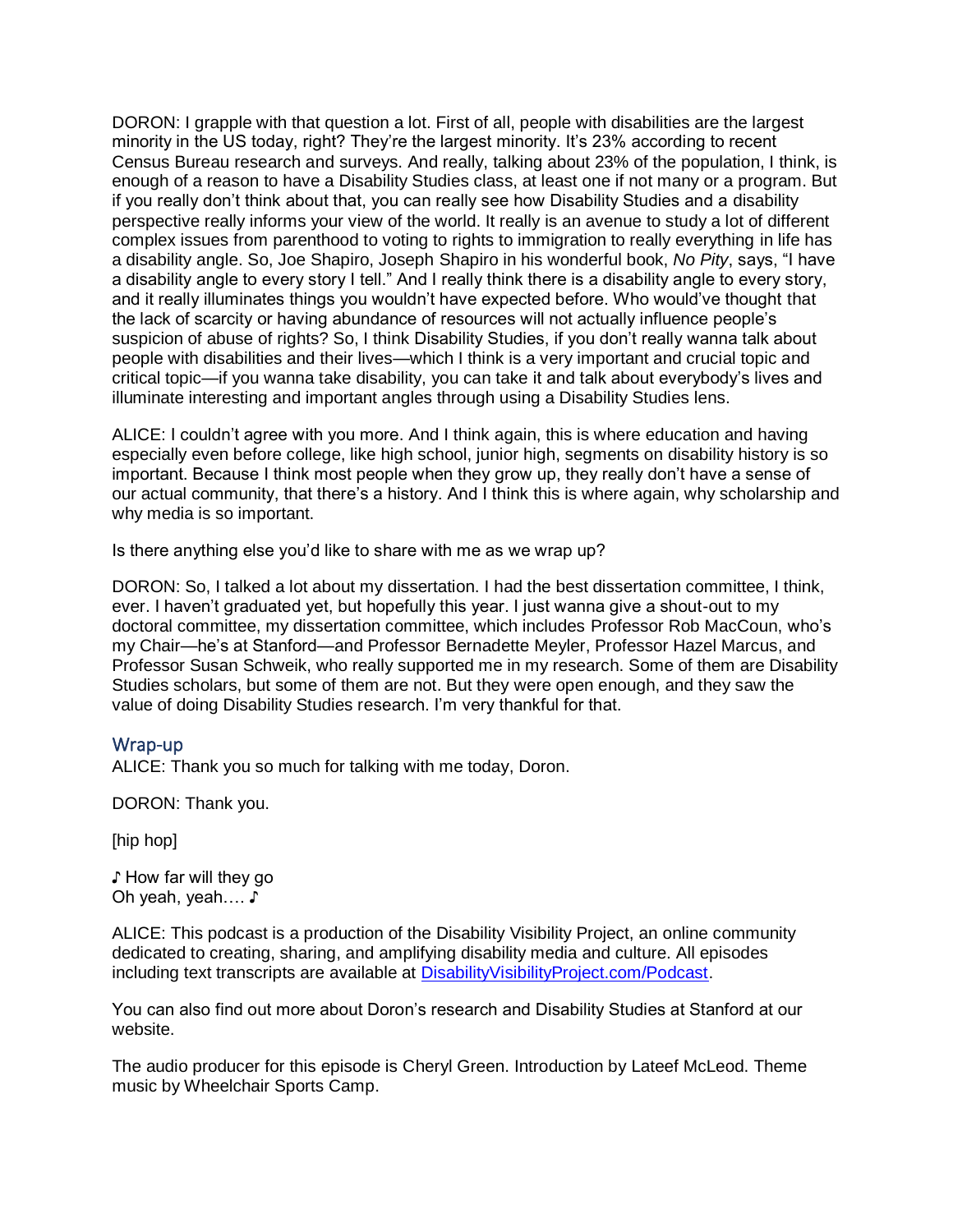DORON: I grapple with that question a lot. First of all, people with disabilities are the largest minority in the US today, right? They're the largest minority. It's 23% according to recent Census Bureau research and surveys. And really, talking about 23% of the population, I think, is enough of a reason to have a Disability Studies class, at least one if not many or a program. But if you really don't think about that, you can really see how Disability Studies and a disability perspective really informs your view of the world. It really is an avenue to study a lot of different complex issues from parenthood to voting to rights to immigration to really everything in life has a disability angle. So, Joe Shapiro, Joseph Shapiro in his wonderful book, *No Pity*, says, "I have a disability angle to every story I tell." And I really think there is a disability angle to every story, and it really illuminates things you wouldn't have expected before. Who would've thought that the lack of scarcity or having abundance of resources will not actually influence people's suspicion of abuse of rights? So, I think Disability Studies, if you don't really wanna talk about people with disabilities and their lives—which I think is a very important and crucial topic and critical topic—if you wanna take disability, you can take it and talk about everybody's lives and illuminate interesting and important angles through using a Disability Studies lens.

ALICE: I couldn't agree with you more. And I think again, this is where education and having especially even before college, like high school, junior high, segments on disability history is so important. Because I think most people when they grow up, they really don't have a sense of our actual community, that there's a history. And I think this is where again, why scholarship and why media is so important.

Is there anything else you'd like to share with me as we wrap up?

DORON: So, I talked a lot about my dissertation. I had the best dissertation committee, I think, ever. I haven't graduated yet, but hopefully this year. I just wanna give a shout-out to my doctoral committee, my dissertation committee, which includes Professor Rob MacCoun, who's my Chair—he's at Stanford—and Professor Bernadette Meyler, Professor Hazel Marcus, and Professor Susan Schweik, who really supported me in my research. Some of them are Disability Studies scholars, but some of them are not. But they were open enough, and they saw the value of doing Disability Studies research. I'm very thankful for that.

## Wrap-up

ALICE: Thank you so much for talking with me today, Doron.

DORON: Thank you.

[hip hop]

♪ How far will they go
Oh yeah, yeah…. ♪

ALICE: This podcast is a production of the Disability Visibility Project, an online community dedicated to creating, sharing, and amplifying disability media and culture. All episodes including text transcripts are available at DisabilityVisibilityProject.com/Podcast.

You can also find out more about Doron's research and Disability Studies at Stanford at our website.

The audio producer for this episode is Cheryl Green. Introduction by Lateef McLeod. Theme music by Wheelchair Sports Camp.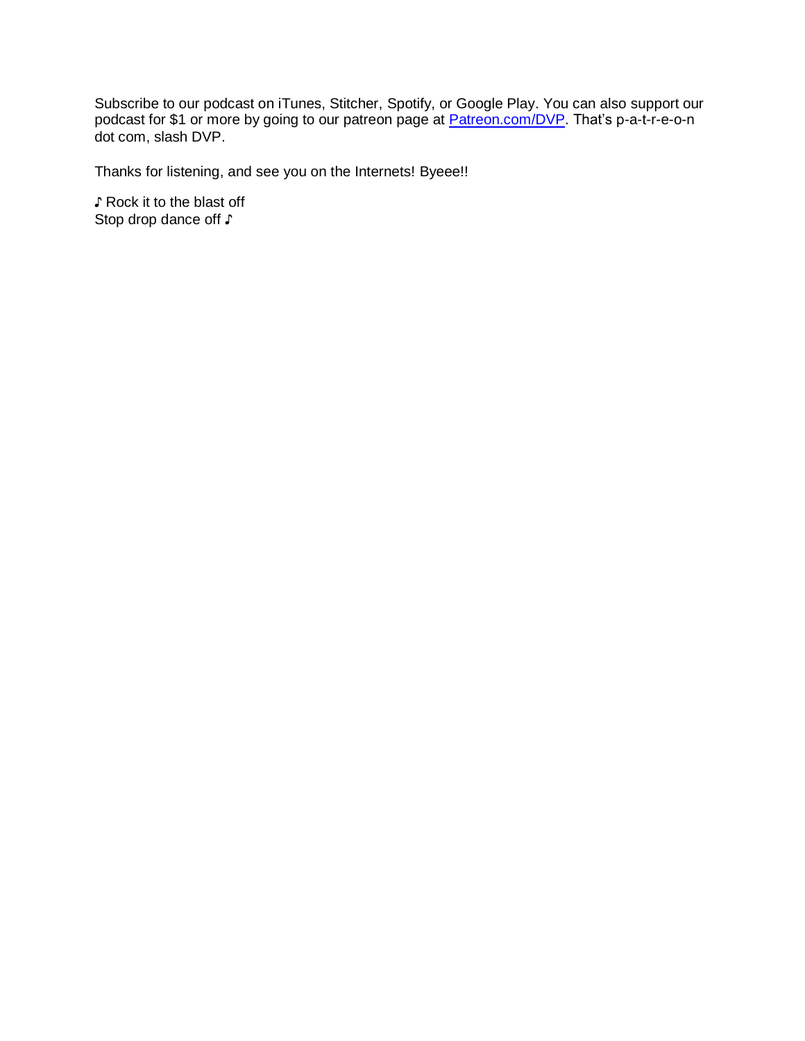Subscribe to our podcast on iTunes, Stitcher, Spotify, or Google Play. You can also support our podcast for $1 or more by going to our patreon page at [Patreon.com/DVP](Patreon.com/DVP). That's p-a-t-r-e-o-n dot com, slash DVP.

Thanks for listening, and see you on the Internets! Byeee!!

♪ Rock it to the blast off
Stop drop dance off ♪